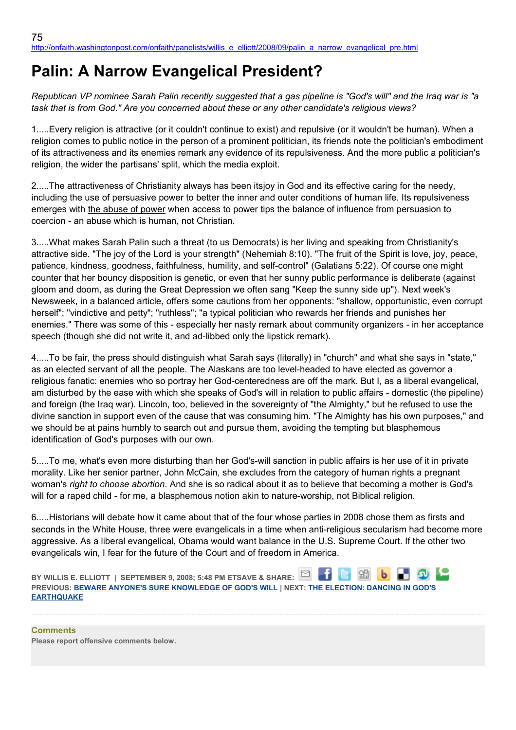75
http://onfaith.washingtonpost.com/onfaith/panelists/willis_e_elliott/2008/09/palin_a_narrow_evangelical_pre.html

# Palin: A Narrow Evangelical President?

*Republican VP nominee Sarah Palin recently suggested that a gas pipeline is "God's will" and the Iraq war is "a task that is from God." Are you concerned about these or any other candidate's religious views?*

1.....Every religion is attractive (or it couldn't continue to exist) and repulsive (or it wouldn't be human). When a religion comes to public notice in the person of a prominent politician, its friends note the politician's embodiment of its attractiveness and its enemies remark any evidence of its repulsiveness. And the more public a politician's religion, the wider the partisans' split, which the media exploit.

2.....The attractiveness of Christianity always has been itsjoy in God and its effective caring for the needy, including the use of persuasive power to better the inner and outer conditions of human life. Its repulsiveness emerges with the abuse of power when access to power tips the balance of influence from persuasion to coercion - an abuse which is human, not Christian.

3.....What makes Sarah Palin such a threat (to us Democrats) is her living and speaking from Christianity's attractive side. "The joy of the Lord is your strength" (Nehemiah 8:10). "The fruit of the Spirit is love, joy, peace, patience, kindness, goodness, faithfulness, humility, and self-control" (Galatians 5:22). Of course one might counter that her bouncy disposition is genetic, or even that her sunny public performance is deliberate (against gloom and doom, as during the Great Depression we often sang "Keep the sunny side up"). Next week's Newsweek, in a balanced article, offers some cautions from her opponents: "shallow, opportunistic, even corrupt herself"; "vindictive and petty"; "ruthless"; "a typical politician who rewards her friends and punishes her enemies." There was some of this - especially her nasty remark about community organizers - in her acceptance speech (though she did not write it, and ad-libbed only the lipstick remark).

4.....To be fair, the press should distinguish what Sarah says (literally) in "church" and what she says in "state," as an elected servant of all the people. The Alaskans are too level-headed to have elected as governor a religious fanatic: enemies who so portray her God-centeredness are off the mark. But I, as a liberal evangelical, am disturbed by the ease with which she speaks of God's will in relation to public affairs - domestic (the pipeline) and foreign (the Iraq war). Lincoln, too, believed in the sovereignty of "the Almighty," but he refused to use the divine sanction in support even of the cause that was consuming him. "The Almighty has his own purposes," and we should be at pains humbly to search out and pursue them, avoiding the tempting but blasphemous identification of God's purposes with our own.

5.....To me, what's even more disturbing than her God's-will sanction in public affairs is her use of it in private morality. Like her senior partner, John McCain, she excludes from the category of human rights a pregnant woman's *right to choose abortion*. And she is so radical about it as to believe that becoming a mother is God's will for a raped child - for me, a blasphemous notion akin to nature-worship, not Biblical religion.

6.....Historians will debate how it came about that of the four whose parties in 2008 chose them as firsts and seconds in the White House, three were evangelicals in a time when anti-religious secularism had become more aggressive. As a liberal evangelical, Obama would want balance in the U.S. Supreme Court. If the other two evangelicals win, I fear for the future of the Court and of freedom in America.

BY WILLIS E. ELLIOTT | SEPTEMBER 9, 2008; 5:48 PM ETSAVE & SHARE:
PREVIOUS: BEWARE ANYONE'S SURE KNOWLEDGE OF GOD'S WILL | NEXT: THE ELECTION: DANCING IN GOD'S EARTHQUAKE

**Comments**

**Please report offensive comments below.**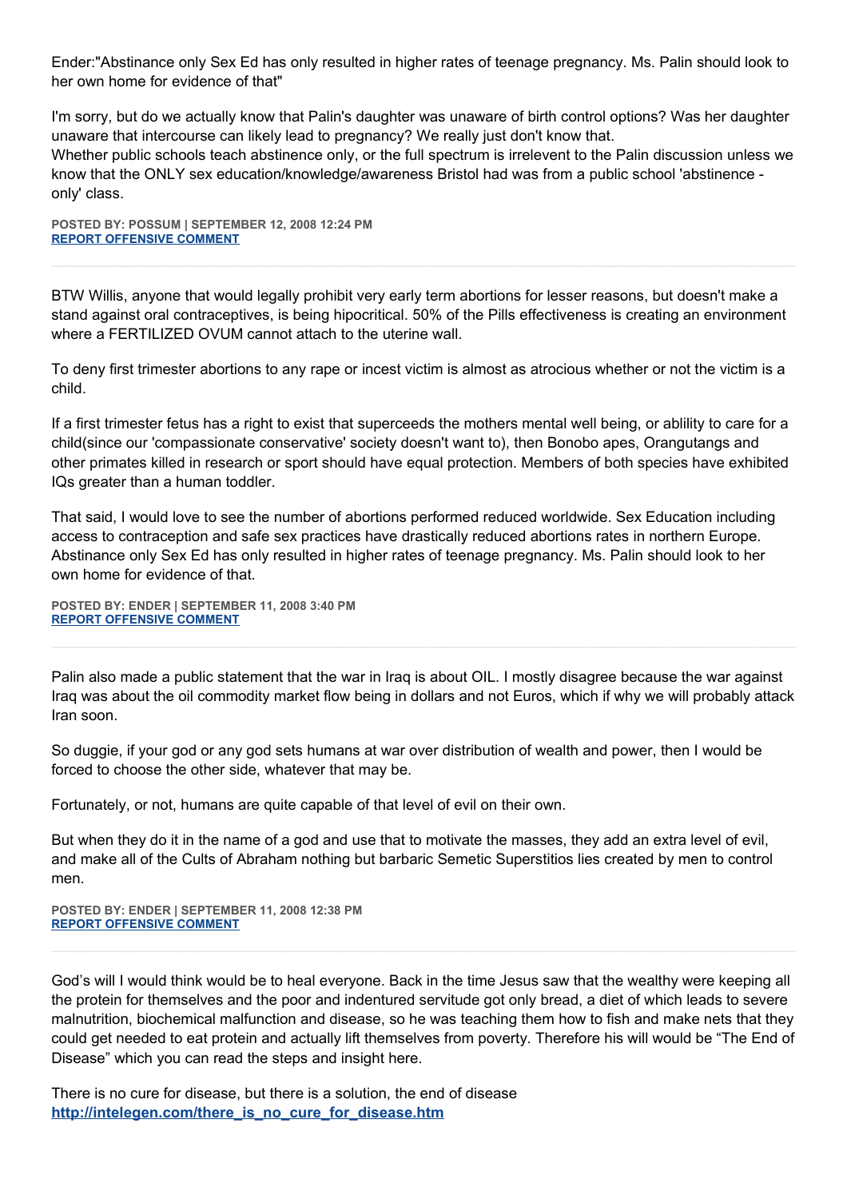Ender:"Abstinance only Sex Ed has only resulted in higher rates of teenage pregnancy. Ms. Palin should look to her own home for evidence of that"

I'm sorry, but do we actually know that Palin's daughter was unaware of birth control options? Was her daughter unaware that intercourse can likely lead to pregnancy? We really just don't know that.
Whether public schools teach abstinence only, or the full spectrum is irrelevent to the Palin discussion unless we know that the ONLY sex education/knowledge/awareness Bristol had was from a public school 'abstinence - only' class.

**POSTED BY: POSSUM | SEPTEMBER 12, 2008 12:24 PM**
**REPORT OFFENSIVE COMMENT**

---

BTW Willis, anyone that would legally prohibit very early term abortions for lesser reasons, but doesn't make a stand against oral contraceptives, is being hipocritical. 50% of the Pills effectiveness is creating an environment where a FERTILIZED OVUM cannot attach to the uterine wall.

To deny first trimester abortions to any rape or incest victim is almost as atrocious whether or not the victim is a child.

If a first trimester fetus has a right to exist that superceeds the mothers mental well being, or ablility to care for a child(since our 'compassionate conservative' society doesn't want to), then Bonobo apes, Orangutangs and other primates killed in research or sport should have equal protection. Members of both species have exhibited IQs greater than a human toddler.

That said, I would love to see the number of abortions performed reduced worldwide. Sex Education including access to contraception and safe sex practices have drastically reduced abortions rates in northern Europe. Abstinance only Sex Ed has only resulted in higher rates of teenage pregnancy. Ms. Palin should look to her own home for evidence of that.

**POSTED BY: ENDER | SEPTEMBER 11, 2008 3:40 PM**
**REPORT OFFENSIVE COMMENT**

---

Palin also made a public statement that the war in Iraq is about OIL. I mostly disagree because the war against Iraq was about the oil commodity market flow being in dollars and not Euros, which if why we will probably attack Iran soon.

So duggie, if your god or any god sets humans at war over distribution of wealth and power, then I would be forced to choose the other side, whatever that may be.

Fortunately, or not, humans are quite capable of that level of evil on their own.

But when they do it in the name of a god and use that to motivate the masses, they add an extra level of evil, and make all of the Cults of Abraham nothing but barbaric Semetic Superstitios lies created by men to control men.

**POSTED BY: ENDER | SEPTEMBER 11, 2008 12:38 PM**
**REPORT OFFENSIVE COMMENT**

---

God's will I would think would be to heal everyone. Back in the time Jesus saw that the wealthy were keeping all the protein for themselves and the poor and indentured servitude got only bread, a diet of which leads to severe malnutrition, biochemical malfunction and disease, so he was teaching them how to fish and make nets that they could get needed to eat protein and actually lift themselves from poverty. Therefore his will would be "The End of Disease" which you can read the steps and insight here.

There is no cure for disease, but there is a solution, the end of disease
**http://intelegen.com/there_is_no_cure_for_disease.htm**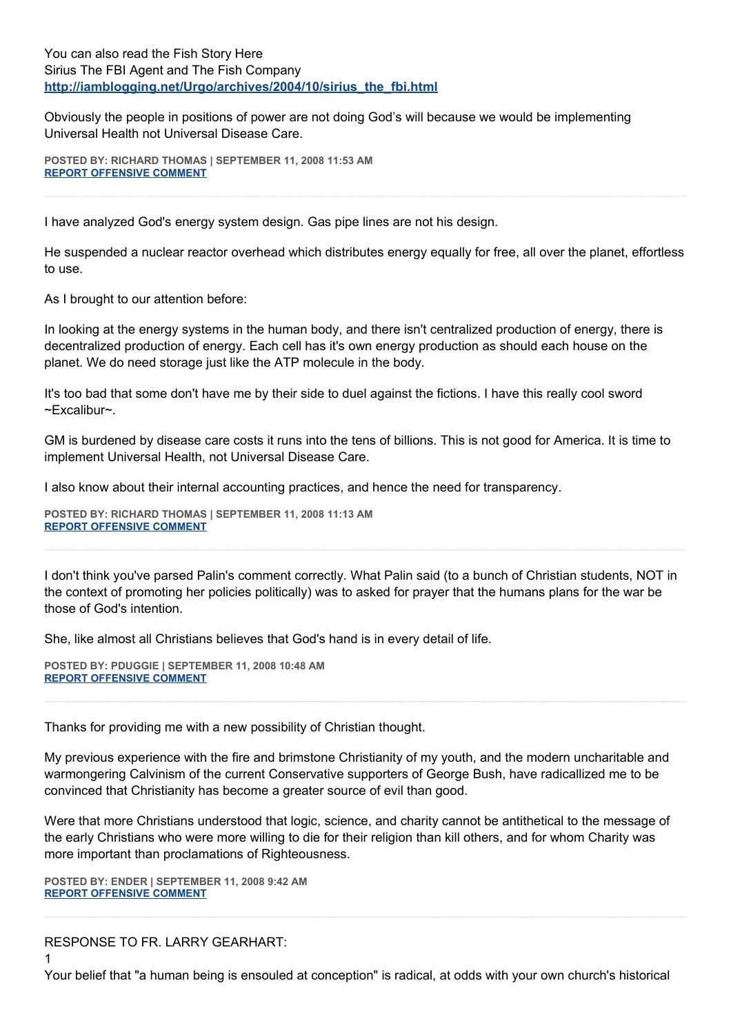You can also read the Fish Story Here
Sirius The FBI Agent and The Fish Company
**http://iamblogging.net/Urgo/archives/2004/10/sirius_the_fbi.html**

Obviously the people in positions of power are not doing God's will because we would be implementing Universal Health not Universal Disease Care.

**POSTED BY: RICHARD THOMAS | SEPTEMBER 11, 2008 11:53 AM**
**REPORT OFFENSIVE COMMENT**

---

I have analyzed God's energy system design. Gas pipe lines are not his design.

He suspended a nuclear reactor overhead which distributes energy equally for free, all over the planet, effortless to use.

As I brought to our attention before:

In looking at the energy systems in the human body, and there isn't centralized production of energy, there is decentralized production of energy. Each cell has it's own energy production as should each house on the planet. We do need storage just like the ATP molecule in the body.

It's too bad that some don't have me by their side to duel against the fictions. I have this really cool sword ~Excalibur~.

GM is burdened by disease care costs it runs into the tens of billions. This is not good for America. It is time to implement Universal Health, not Universal Disease Care.

I also know about their internal accounting practices, and hence the need for transparency.

**POSTED BY: RICHARD THOMAS | SEPTEMBER 11, 2008 11:13 AM**
**REPORT OFFENSIVE COMMENT**

---

I don't think you've parsed Palin's comment correctly. What Palin said (to a bunch of Christian students, NOT in the context of promoting her policies politically) was to asked for prayer that the humans plans for the war be those of God's intention.

She, like almost all Christians believes that God's hand is in every detail of life.

**POSTED BY: PDUGGIE | SEPTEMBER 11, 2008 10:48 AM**
**REPORT OFFENSIVE COMMENT**

---

Thanks for providing me with a new possibility of Christian thought.

My previous experience with the fire and brimstone Christianity of my youth, and the modern uncharitable and warmongering Calvinism of the current Conservative supporters of George Bush, have radicallized me to be convinced that Christianity has become a greater source of evil than good.

Were that more Christians understood that logic, science, and charity cannot be antithetical to the message of the early Christians who were more willing to die for their religion than kill others, and for whom Charity was more important than proclamations of Righteousness.

**POSTED BY: ENDER | SEPTEMBER 11, 2008 9:42 AM**
**REPORT OFFENSIVE COMMENT**

---

RESPONSE TO FR. LARRY GEARHART:

1

Your belief that "a human being is ensouled at conception" is radical, at odds with your own church's historical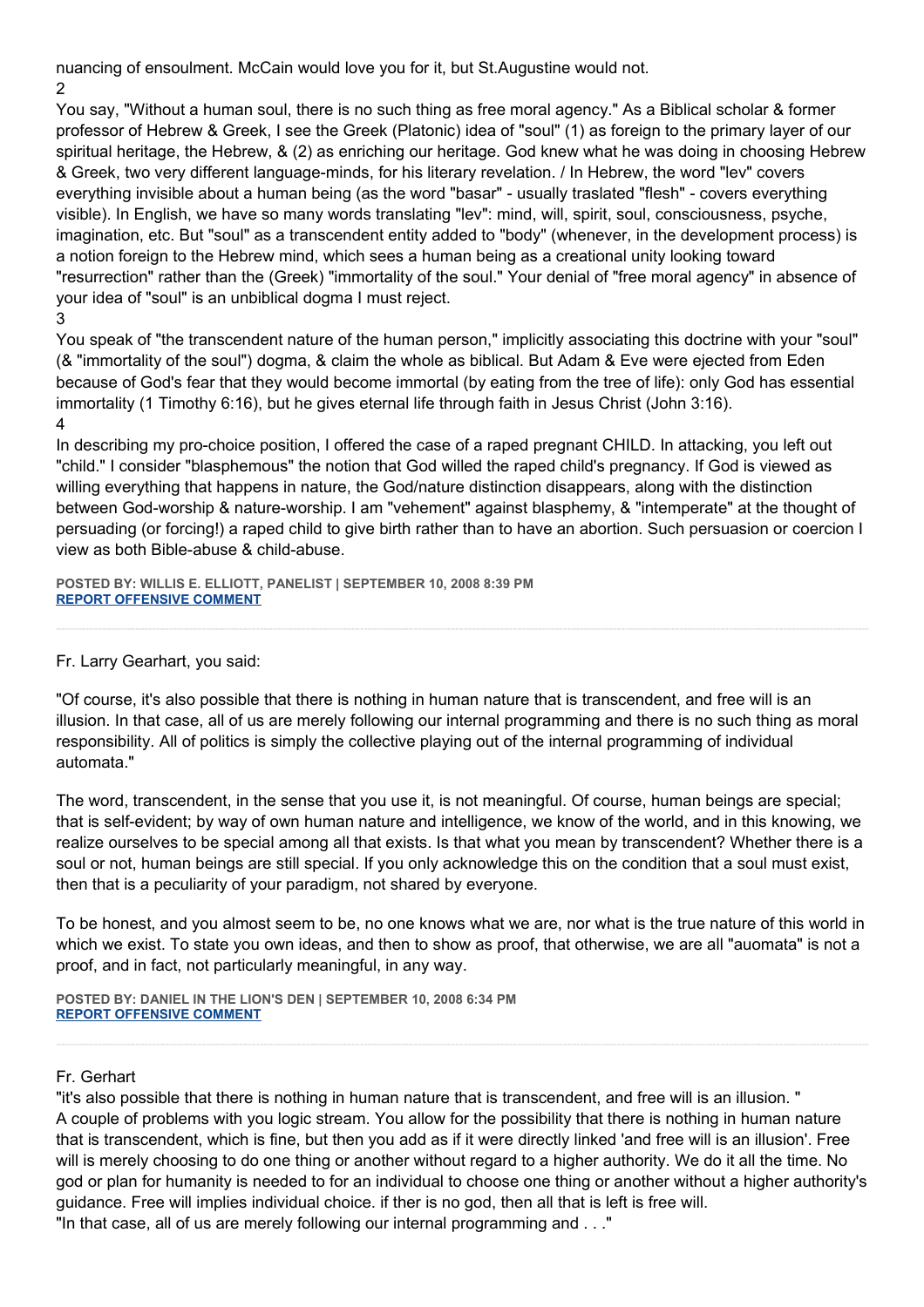nuancing of ensoulment. McCain would love you for it, but St.Augustine would not.
2
You say, "Without a human soul, there is no such thing as free moral agency." As a Biblical scholar & former professor of Hebrew & Greek, I see the Greek (Platonic) idea of "soul" (1) as foreign to the primary layer of our spiritual heritage, the Hebrew, & (2) as enriching our heritage. God knew what he was doing in choosing Hebrew & Greek, two very different language-minds, for his literary revelation. / In Hebrew, the word "lev" covers everything invisible about a human being (as the word "basar" - usually traslated "flesh" - covers everything visible). In English, we have so many words translating "lev": mind, will, spirit, soul, consciousness, psyche, imagination, etc. But "soul" as a transcendent entity added to "body" (whenever, in the development process) is a notion foreign to the Hebrew mind, which sees a human being as a creational unity looking toward "resurrection" rather than the (Greek) "immortality of the soul." Your denial of "free moral agency" in absence of your idea of "soul" is an unbiblical dogma I must reject.
3
You speak of "the transcendent nature of the human person," implicitly associating this doctrine with your "soul" (& "immortality of the soul") dogma, & claim the whole as biblical. But Adam & Eve were ejected from Eden because of God's fear that they would become immortal (by eating from the tree of life): only God has essential immortality (1 Timothy 6:16), but he gives eternal life through faith in Jesus Christ (John 3:16).
4
In describing my pro-choice position, I offered the case of a raped pregnant CHILD. In attacking, you left out "child." I consider "blasphemous" the notion that God willed the raped child's pregnancy. If God is viewed as willing everything that happens in nature, the God/nature distinction disappears, along with the distinction between God-worship & nature-worship. I am "vehement" against blasphemy, & "intemperate" at the thought of persuading (or forcing!) a raped child to give birth rather than to have an abortion. Such persuasion or coercion I view as both Bible-abuse & child-abuse.

**POSTED BY: WILLIS E. ELLIOTT, PANELIST | SEPTEMBER 10, 2008 8:39 PM**
**REPORT OFFENSIVE COMMENT**

---

Fr. Larry Gearhart, you said:

"Of course, it's also possible that there is nothing in human nature that is transcendent, and free will is an illusion. In that case, all of us are merely following our internal programming and there is no such thing as moral responsibility. All of politics is simply the collective playing out of the internal programming of individual automata."

The word, transcendent, in the sense that you use it, is not meaningful. Of course, human beings are special; that is self-evident; by way of own human nature and intelligence, we know of the world, and in this knowing, we realize ourselves to be special among all that exists. Is that what you mean by transcendent? Whether there is a soul or not, human beings are still special. If you only acknowledge this on the condition that a soul must exist, then that is a peculiarity of your paradigm, not shared by everyone.

To be honest, and you almost seem to be, no one knows what we are, nor what is the true nature of this world in which we exist. To state you own ideas, and then to show as proof, that otherwise, we are all "auomata" is not a proof, and in fact, not particularly meaningful, in any way.

**POSTED BY: DANIEL IN THE LION'S DEN | SEPTEMBER 10, 2008 6:34 PM**
**REPORT OFFENSIVE COMMENT**

---

Fr. Gerhart
"it's also possible that there is nothing in human nature that is transcendent, and free will is an illusion. "
A couple of problems with you logic stream. You allow for the possibility that there is nothing in human nature that is transcendent, which is fine, but then you add as if it were directly linked 'and free will is an illusion'. Free will is merely choosing to do one thing or another without regard to a higher authority. We do it all the time. No god or plan for humanity is needed to for an individual to choose one thing or another without a higher authority's guidance. Free will implies individual choice. if ther is no god, then all that is left is free will.
"In that case, all of us are merely following our internal programming and . . ."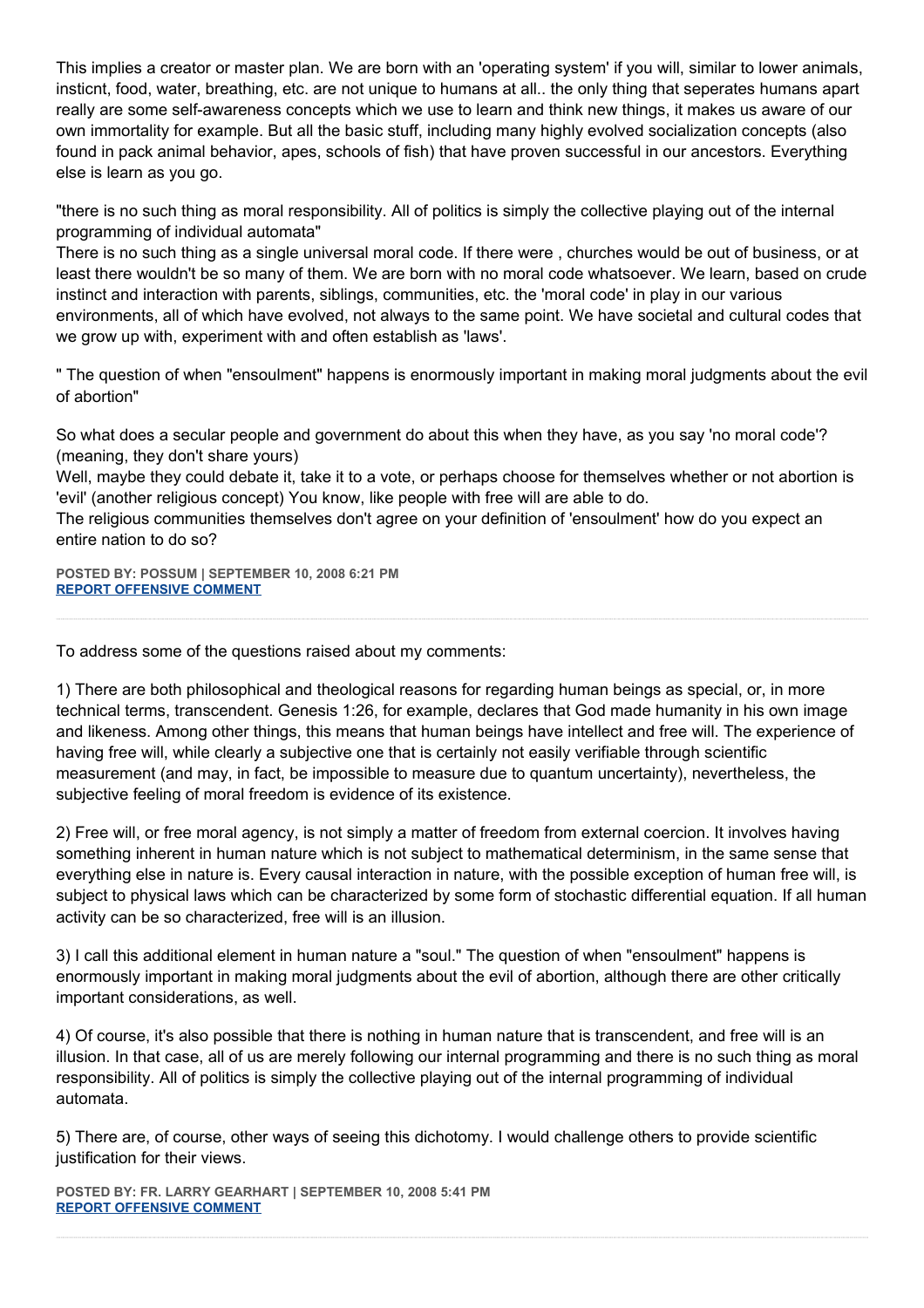This implies a creator or master plan. We are born with an 'operating system' if you will, similar to lower animals, insticnt, food, water, breathing, etc. are not unique to humans at all.. the only thing that seperates humans apart really are some self-awareness concepts which we use to learn and think new things, it makes us aware of our own immortality for example. But all the basic stuff, including many highly evolved socialization concepts (also found in pack animal behavior, apes, schools of fish) that have proven successful in our ancestors. Everything else is learn as you go.

"there is no such thing as moral responsibility. All of politics is simply the collective playing out of the internal programming of individual automata"
There is no such thing as a single universal moral code. If there were , churches would be out of business, or at least there wouldn't be so many of them. We are born with no moral code whatsoever. We learn, based on crude instinct and interaction with parents, siblings, communities, etc. the 'moral code' in play in our various environments, all of which have evolved, not always to the same point. We have societal and cultural codes that we grow up with, experiment with and often establish as 'laws'.

" The question of when "ensoulment" happens is enormously important in making moral judgments about the evil of abortion"

So what does a secular people and government do about this when they have, as you say 'no moral code'? (meaning, they don't share yours)
Well, maybe they could debate it, take it to a vote, or perhaps choose for themselves whether or not abortion is 'evil' (another religious concept) You know, like people with free will are able to do.
The religious communities themselves don't agree on your definition of 'ensoulment' how do you expect an entire nation to do so?

**POSTED BY: POSSUM | SEPTEMBER 10, 2008 6:21 PM**
**REPORT OFFENSIVE COMMENT**

---

To address some of the questions raised about my comments:

1) There are both philosophical and theological reasons for regarding human beings as special, or, in more technical terms, transcendent. Genesis 1:26, for example, declares that God made humanity in his own image and likeness. Among other things, this means that human beings have intellect and free will. The experience of having free will, while clearly a subjective one that is certainly not easily verifiable through scientific measurement (and may, in fact, be impossible to measure due to quantum uncertainty), nevertheless, the subjective feeling of moral freedom is evidence of its existence.

2) Free will, or free moral agency, is not simply a matter of freedom from external coercion. It involves having something inherent in human nature which is not subject to mathematical determinism, in the same sense that everything else in nature is. Every causal interaction in nature, with the possible exception of human free will, is subject to physical laws which can be characterized by some form of stochastic differential equation. If all human activity can be so characterized, free will is an illusion.

3) I call this additional element in human nature a "soul." The question of when "ensoulment" happens is enormously important in making moral judgments about the evil of abortion, although there are other critically important considerations, as well.

4) Of course, it's also possible that there is nothing in human nature that is transcendent, and free will is an illusion. In that case, all of us are merely following our internal programming and there is no such thing as moral responsibility. All of politics is simply the collective playing out of the internal programming of individual automata.

5) There are, of course, other ways of seeing this dichotomy. I would challenge others to provide scientific justification for their views.

**POSTED BY: FR. LARRY GEARHART | SEPTEMBER 10, 2008 5:41 PM**
**REPORT OFFENSIVE COMMENT**

---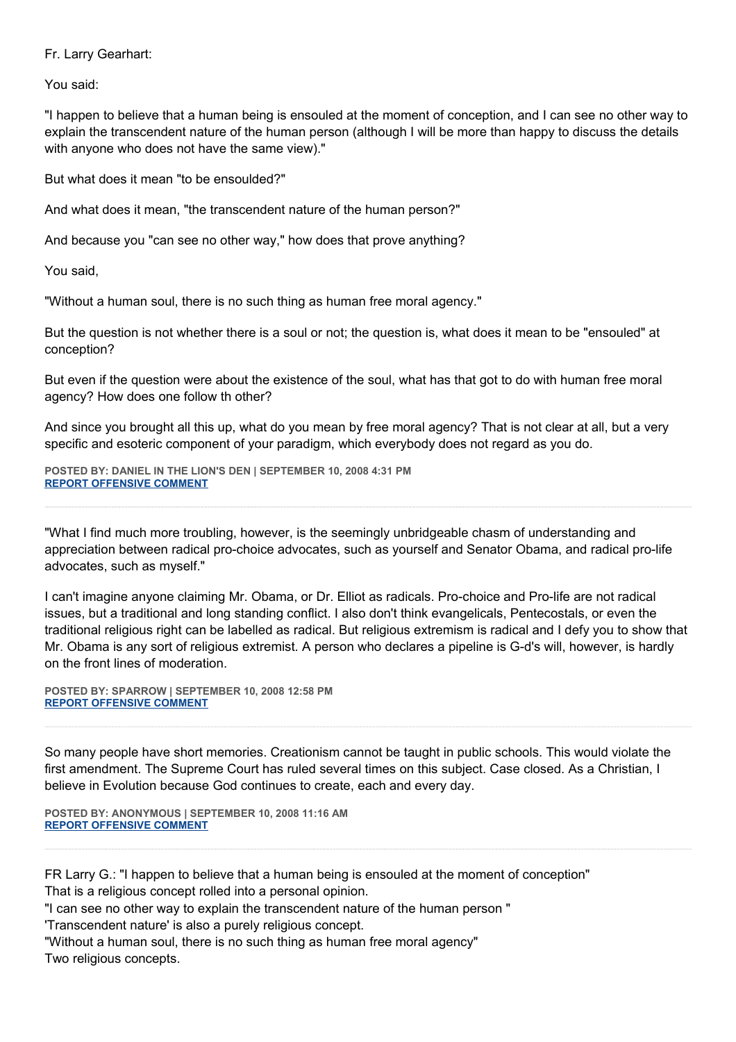Fr. Larry Gearhart:

You said:

"I happen to believe that a human being is ensouled at the moment of conception, and I can see no other way to explain the transcendent nature of the human person (although I will be more than happy to discuss the details with anyone who does not have the same view)."

But what does it mean "to be ensoulded?"

And what does it mean, "the transcendent nature of the human person?"

And because you "can see no other way," how does that prove anything?

You said,

"Without a human soul, there is no such thing as human free moral agency."

But the question is not whether there is a soul or not; the question is, what does it mean to be "ensouled" at conception?

But even if the question were about the existence of the soul, what has that got to do with human free moral agency? How does one follow th other?

And since you brought all this up, what do you mean by free moral agency? That is not clear at all, but a very specific and esoteric component of your paradigm, which everybody does not regard as you do.

**POSTED BY: DANIEL IN THE LION'S DEN | SEPTEMBER 10, 2008 4:31 PM**
**REPORT OFFENSIVE COMMENT**

---

"What I find much more troubling, however, is the seemingly unbridgeable chasm of understanding and appreciation between radical pro-choice advocates, such as yourself and Senator Obama, and radical pro-life advocates, such as myself."

I can't imagine anyone claiming Mr. Obama, or Dr. Elliot as radicals. Pro-choice and Pro-life are not radical issues, but a traditional and long standing conflict. I also don't think evangelicals, Pentecostals, or even the traditional religious right can be labelled as radical. But religious extremism is radical and I defy you to show that Mr. Obama is any sort of religious extremist. A person who declares a pipeline is G-d's will, however, is hardly on the front lines of moderation.

**POSTED BY: SPARROW | SEPTEMBER 10, 2008 12:58 PM**
**REPORT OFFENSIVE COMMENT**

---

So many people have short memories. Creationism cannot be taught in public schools. This would violate the first amendment. The Supreme Court has ruled several times on this subject. Case closed. As a Christian, I believe in Evolution because God continues to create, each and every day.

**POSTED BY: ANONYMOUS | SEPTEMBER 10, 2008 11:16 AM**
**REPORT OFFENSIVE COMMENT**

---

FR Larry G.: "I happen to believe that a human being is ensouled at the moment of conception"
That is a religious concept rolled into a personal opinion.
"I can see no other way to explain the transcendent nature of the human person "
'Transcendent nature' is also a purely religious concept.
"Without a human soul, there is no such thing as human free moral agency"
Two religious concepts.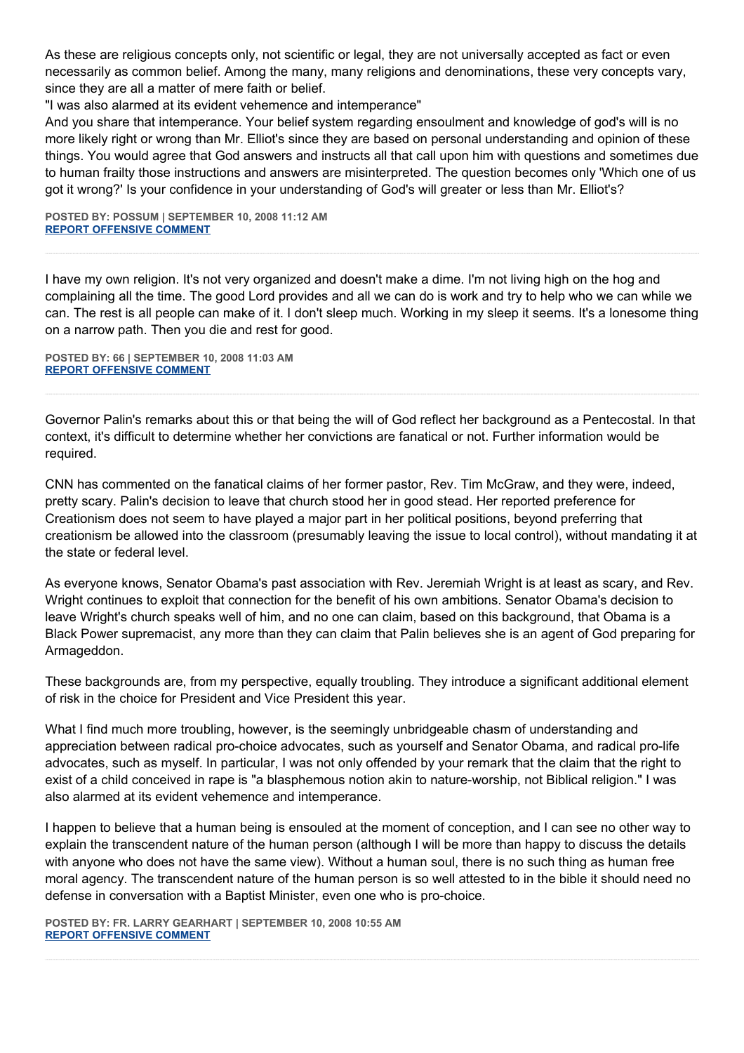As these are religious concepts only, not scientific or legal, they are not universally accepted as fact or even necessarily as common belief. Among the many, many religions and denominations, these very concepts vary, since they are all a matter of mere faith or belief.

"I was also alarmed at its evident vehemence and intemperance"

And you share that intemperance. Your belief system regarding ensoulment and knowledge of god's will is no more likely right or wrong than Mr. Elliot's since they are based on personal understanding and opinion of these things. You would agree that God answers and instructs all that call upon him with questions and sometimes due to human frailty those instructions and answers are misinterpreted. The question becomes only 'Which one of us got it wrong?' Is your confidence in your understanding of God's will greater or less than Mr. Elliot's?

**POSTED BY: POSSUM | SEPTEMBER 10, 2008 11:12 AM**
**REPORT OFFENSIVE COMMENT**

---

I have my own religion. It's not very organized and doesn't make a dime. I'm not living high on the hog and complaining all the time. The good Lord provides and all we can do is work and try to help who we can while we can. The rest is all people can make of it. I don't sleep much. Working in my sleep it seems. It's a lonesome thing on a narrow path. Then you die and rest for good.

**POSTED BY: 66 | SEPTEMBER 10, 2008 11:03 AM**
**REPORT OFFENSIVE COMMENT**

---

Governor Palin's remarks about this or that being the will of God reflect her background as a Pentecostal. In that context, it's difficult to determine whether her convictions are fanatical or not. Further information would be required.

CNN has commented on the fanatical claims of her former pastor, Rev. Tim McGraw, and they were, indeed, pretty scary. Palin's decision to leave that church stood her in good stead. Her reported preference for Creationism does not seem to have played a major part in her political positions, beyond preferring that creationism be allowed into the classroom (presumably leaving the issue to local control), without mandating it at the state or federal level.

As everyone knows, Senator Obama's past association with Rev. Jeremiah Wright is at least as scary, and Rev. Wright continues to exploit that connection for the benefit of his own ambitions. Senator Obama's decision to leave Wright's church speaks well of him, and no one can claim, based on this background, that Obama is a Black Power supremacist, any more than they can claim that Palin believes she is an agent of God preparing for Armageddon.

These backgrounds are, from my perspective, equally troubling. They introduce a significant additional element of risk in the choice for President and Vice President this year.

What I find much more troubling, however, is the seemingly unbridgeable chasm of understanding and appreciation between radical pro-choice advocates, such as yourself and Senator Obama, and radical pro-life advocates, such as myself. In particular, I was not only offended by your remark that the claim that the right to exist of a child conceived in rape is "a blasphemous notion akin to nature-worship, not Biblical religion." I was also alarmed at its evident vehemence and intemperance.

I happen to believe that a human being is ensouled at the moment of conception, and I can see no other way to explain the transcendent nature of the human person (although I will be more than happy to discuss the details with anyone who does not have the same view). Without a human soul, there is no such thing as human free moral agency. The transcendent nature of the human person is so well attested to in the bible it should need no defense in conversation with a Baptist Minister, even one who is pro-choice.

**POSTED BY: FR. LARRY GEARHART | SEPTEMBER 10, 2008 10:55 AM**
**REPORT OFFENSIVE COMMENT**

---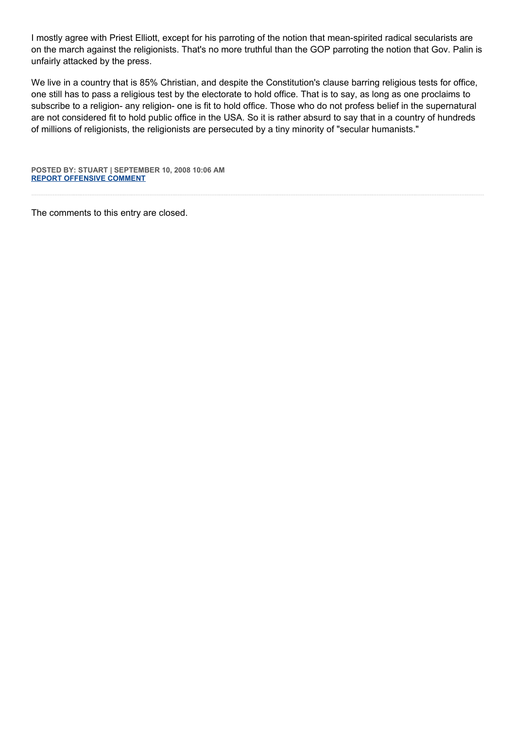I mostly agree with Priest Elliott, except for his parroting of the notion that mean-spirited radical secularists are on the march against the religionists. That's no more truthful than the GOP parroting the notion that Gov. Palin is unfairly attacked by the press.

We live in a country that is 85% Christian, and despite the Constitution's clause barring religious tests for office, one still has to pass a religious test by the electorate to hold office. That is to say, as long as one proclaims to subscribe to a religion- any religion- one is fit to hold office. Those who do not profess belief in the supernatural are not considered fit to hold public office in the USA. So it is rather absurd to say that in a country of hundreds of millions of religionists, the religionists are persecuted by a tiny minority of "secular humanists."

**POSTED BY: STUART | SEPTEMBER 10, 2008 10:06 AM**
**REPORT OFFENSIVE COMMENT**

---

The comments to this entry are closed.